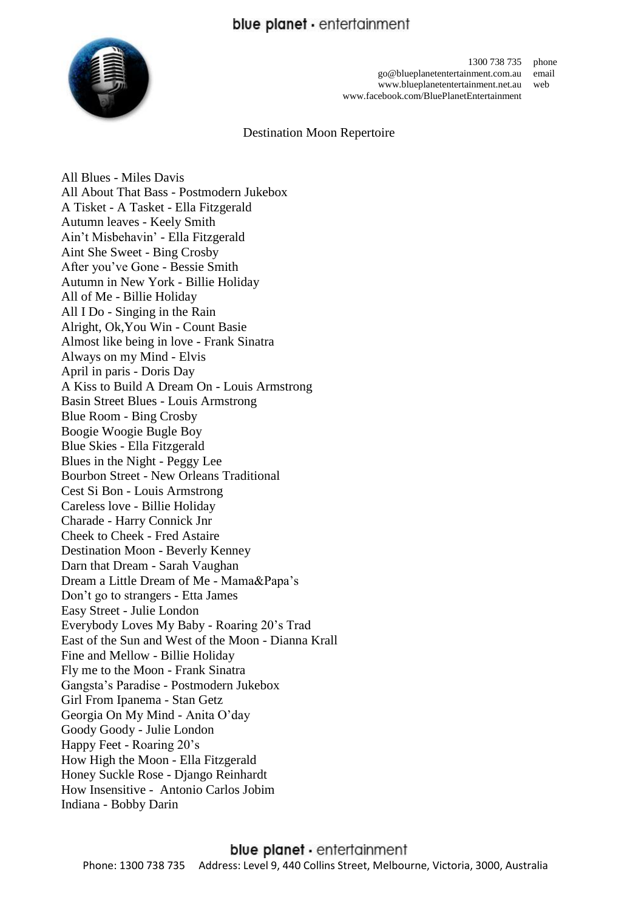blue planet · entertainment

1300 738 735 phone
go@blueplanetentertainment.com.au email
www.blueplanetentertainment.net.au web
www.facebook.com/BluePlanetEntertainment

# Destination Moon Repertoire

All Blues - Miles Davis
All About That Bass - Postmodern Jukebox
A Tisket - A Tasket - Ella Fitzgerald
Autumn leaves - Keely Smith
Ain't Misbehavin' - Ella Fitzgerald
Aint She Sweet - Bing Crosby
After you've Gone - Bessie Smith
Autumn in New York - Billie Holiday
All of Me - Billie Holiday
All I Do - Singing in the Rain
Alright, Ok,You Win - Count Basie
Almost like being in love - Frank Sinatra
Always on my Mind - Elvis
April in paris - Doris Day
A Kiss to Build A Dream On - Louis Armstrong
Basin Street Blues - Louis Armstrong
Blue Room - Bing Crosby
Boogie Woogie Bugle Boy
Blue Skies - Ella Fitzgerald
Blues in the Night - Peggy Lee
Bourbon Street - New Orleans Traditional
Cest Si Bon - Louis Armstrong
Careless love - Billie Holiday
Charade - Harry Connick Jnr
Cheek to Cheek - Fred Astaire
Destination Moon - Beverly Kenney
Darn that Dream - Sarah Vaughan
Dream a Little Dream of Me - Mama&Papa's
Don't go to strangers - Etta James
Easy Street - Julie London
Everybody Loves My Baby - Roaring 20's Trad
East of the Sun and West of the Moon - Dianna Krall
Fine and Mellow - Billie Holiday
Fly me to the Moon - Frank Sinatra
Gangsta's Paradise - Postmodern Jukebox
Girl From Ipanema - Stan Getz
Georgia On My Mind - Anita O'day
Goody Goody - Julie London
Happy Feet - Roaring 20's
How High the Moon - Ella Fitzgerald
Honey Suckle Rose - Django Reinhardt
How Insensitive - Antonio Carlos Jobim
Indiana - Bobby Darin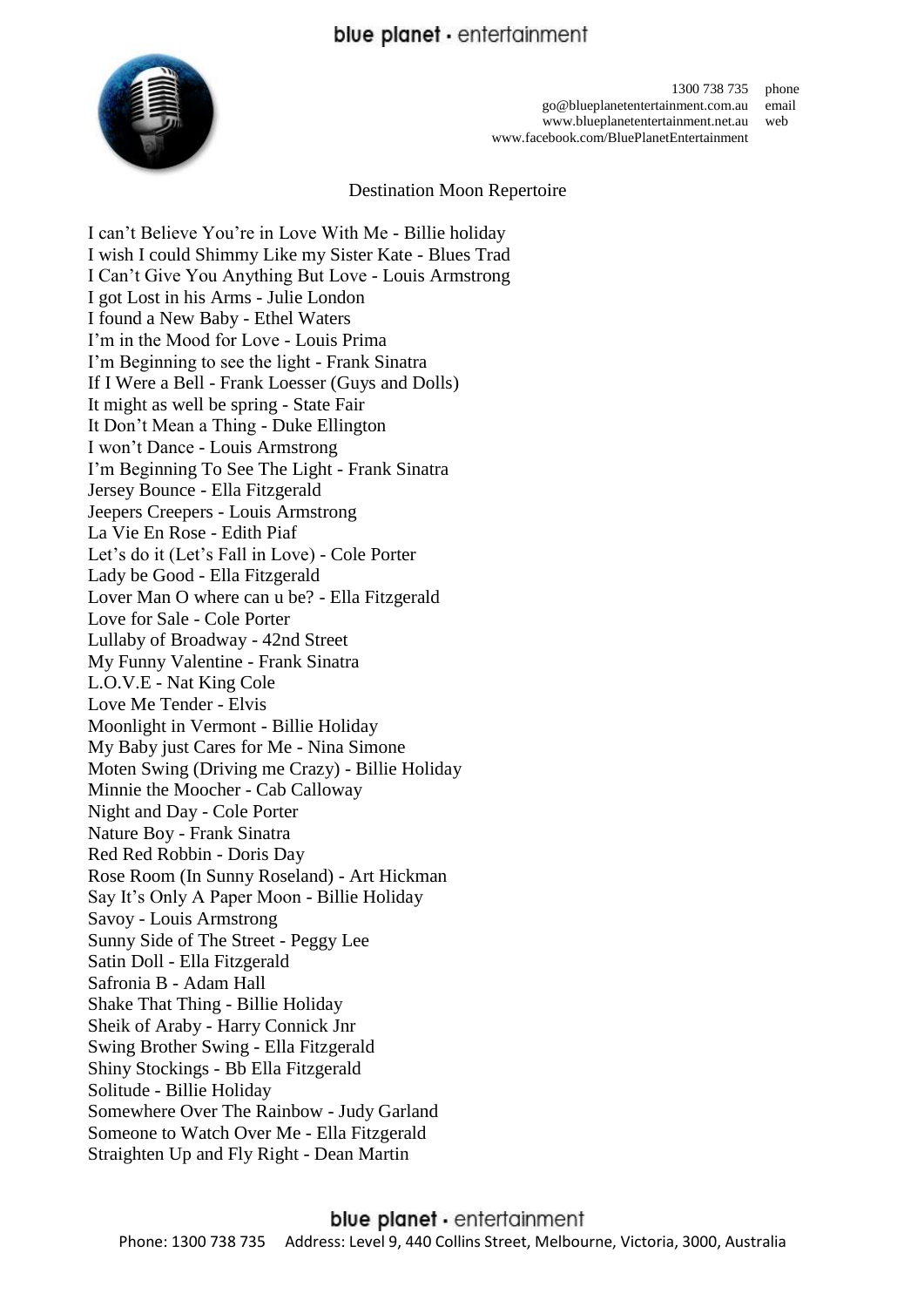## Destination Moon Repertoire

I can't Believe You're in Love With Me - Billie holiday
I wish I could Shimmy Like my Sister Kate - Blues Trad
I Can't Give You Anything But Love - Louis Armstrong
I got Lost in his Arms - Julie London
I found a New Baby - Ethel Waters
I'm in the Mood for Love - Louis Prima
I'm Beginning to see the light - Frank Sinatra
If I Were a Bell - Frank Loesser (Guys and Dolls)
It might as well be spring - State Fair
It Don't Mean a Thing - Duke Ellington
I won't Dance - Louis Armstrong
I'm Beginning To See The Light - Frank Sinatra
Jersey Bounce - Ella Fitzgerald
Jeepers Creepers - Louis Armstrong
La Vie En Rose - Edith Piaf
Let's do it (Let's Fall in Love) - Cole Porter
Lady be Good - Ella Fitzgerald
Lover Man O where can u be? - Ella Fitzgerald
Love for Sale - Cole Porter
Lullaby of Broadway - 42nd Street
My Funny Valentine - Frank Sinatra
L.O.V.E - Nat King Cole
Love Me Tender - Elvis
Moonlight in Vermont - Billie Holiday
My Baby just Cares for Me - Nina Simone
Moten Swing (Driving me Crazy) - Billie Holiday
Minnie the Moocher - Cab Calloway
Night and Day - Cole Porter
Nature Boy - Frank Sinatra
Red Red Robbin - Doris Day
Rose Room (In Sunny Roseland) - Art Hickman
Say It's Only A Paper Moon - Billie Holiday
Savoy - Louis Armstrong
Sunny Side of The Street - Peggy Lee
Satin Doll - Ella Fitzgerald
Safronia B - Adam Hall
Shake That Thing - Billie Holiday
Sheik of Araby - Harry Connick Jnr
Swing Brother Swing - Ella Fitzgerald
Shiny Stockings - Bb Ella Fitzgerald
Solitude - Billie Holiday
Somewhere Over The Rainbow - Judy Garland
Someone to Watch Over Me - Ella Fitzgerald
Straighten Up and Fly Right - Dean Martin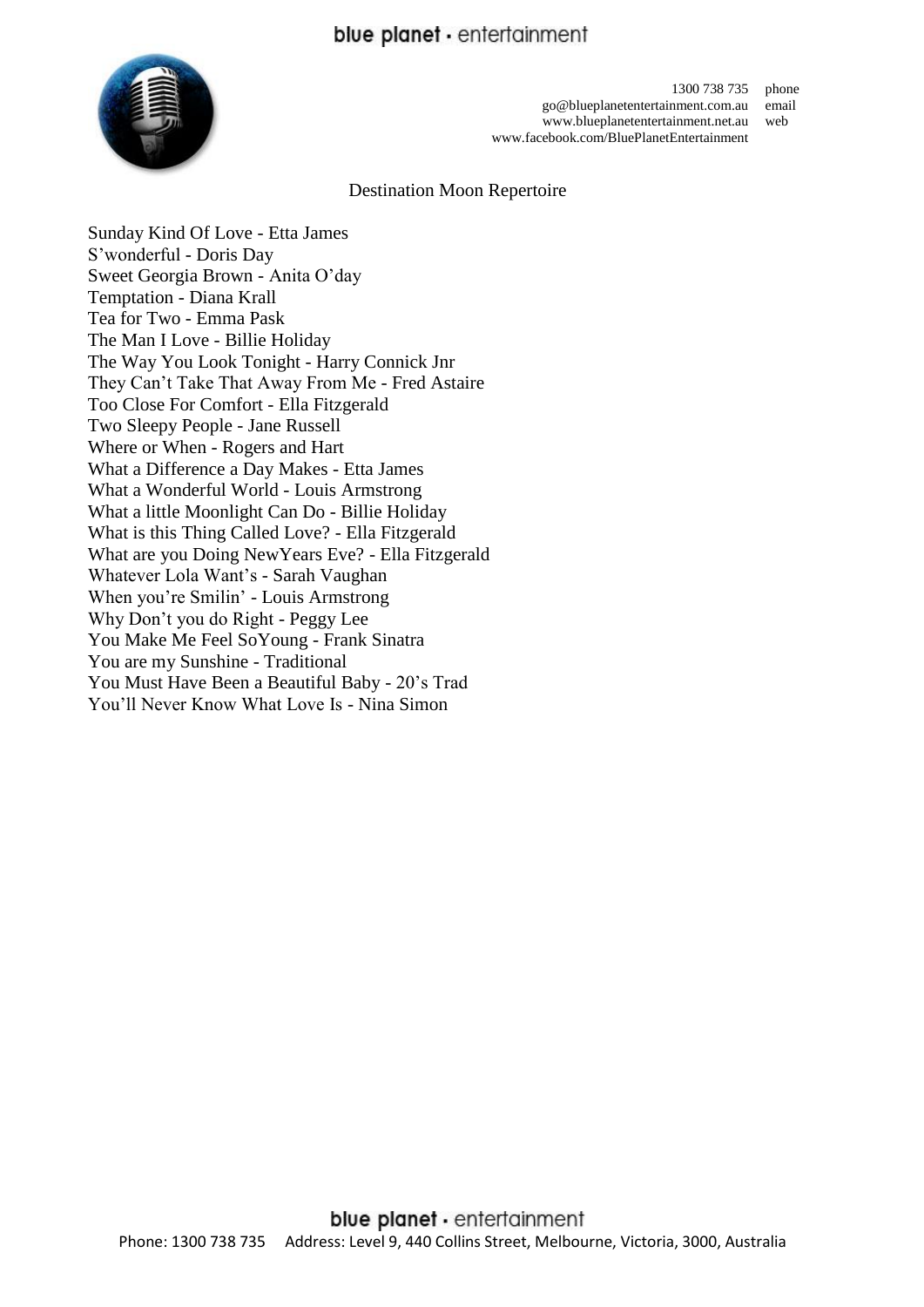blue planet · entertainment

1300 738 735 phone
go@blueplanetentertainment.com.au email
www.blueplanetentertainment.net.au web
www.facebook.com/BluePlanetEntertainment

Destination Moon Repertoire

Sunday Kind Of Love - Etta James
S'wonderful - Doris Day
Sweet Georgia Brown - Anita O'day
Temptation - Diana Krall
Tea for Two - Emma Pask
The Man I Love - Billie Holiday
The Way You Look Tonight - Harry Connick Jnr
They Can't Take That Away From Me - Fred Astaire
Too Close For Comfort - Ella Fitzgerald
Two Sleepy People - Jane Russell
Where or When - Rogers and Hart
What a Difference a Day Makes - Etta James
What a Wonderful World - Louis Armstrong
What a little Moonlight Can Do - Billie Holiday
What is this Thing Called Love? - Ella Fitzgerald
What are you Doing NewYears Eve? - Ella Fitzgerald
Whatever Lola Want's - Sarah Vaughan
When you're Smilin' - Louis Armstrong
Why Don't you do Right - Peggy Lee
You Make Me Feel SoYoung - Frank Sinatra
You are my Sunshine - Traditional
You Must Have Been a Beautiful Baby - 20's Trad
You'll Never Know What Love Is - Nina Simon